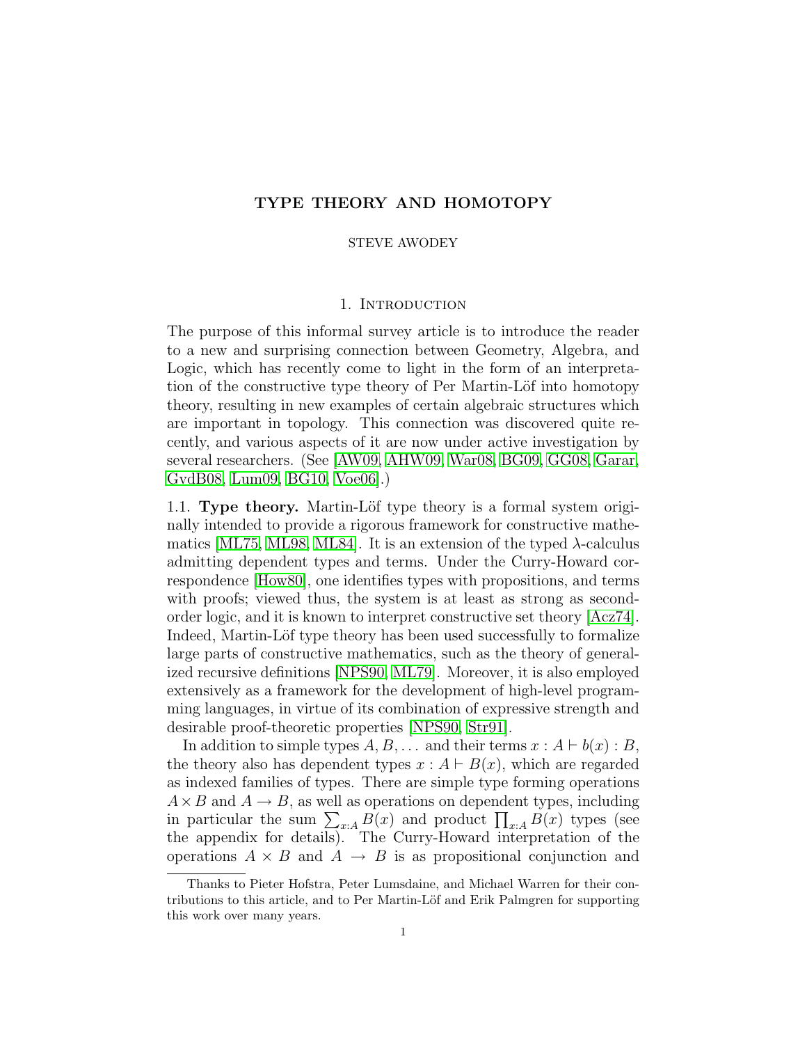# TYPE THEORY AND HOMOTOPY

STEVE AWODEY

## 1. Introduction

The purpose of this informal survey article is to introduce the reader to a new and surprising connection between Geometry, Algebra, and Logic, which has recently come to light in the form of an interpretation of the constructive type theory of Per Martin-Löf into homotopy theory, resulting in new examples of certain algebraic structures which are important in topology. This connection was discovered quite recently, and various aspects of it are now under active investigation by several researchers. (See [AW09, AHW09, War08, BG09, GG08, Garar, GvdB08, Lum09, BG10, Voe06].)

1.1. **Type theory.** Martin-Löf type theory is a formal system originally intended to provide a rigorous framework for constructive mathematics [ML75, ML98, ML84]. It is an extension of the typed $\lambda$-calculus admitting dependent types and terms. Under the Curry-Howard correspondence [How80], one identifies types with propositions, and terms with proofs; viewed thus, the system is at least as strong as second-order logic, and it is known to interpret constructive set theory [Acz74]. Indeed, Martin-Löf type theory has been used successfully to formalize large parts of constructive mathematics, such as the theory of generalized recursive definitions [NPS90, ML79]. Moreover, it is also employed extensively as a framework for the development of high-level programming languages, in virtue of its combination of expressive strength and desirable proof-theoretic properties [NPS90, Str91].

In addition to simple types $A, B, \dots$ and their terms $x : A \vdash b(x) : B$, the theory also has dependent types $x : A \vdash B(x)$, which are regarded as indexed families of types. There are simple type forming operations $A \times B$ and $A \to B$, as well as operations on dependent types, including in particular the sum $\sum_{x:A} B(x)$ and product $\prod_{x:A} B(x)$ types (see the appendix for details). The Curry-Howard interpretation of the operations $A \times B$ and $A \to B$ is as propositional conjunction and

Thanks to Pieter Hofstra, Peter Lumsdaine, and Michael Warren for their contributions to this article, and to Per Martin-Löf and Erik Palmgren for supporting this work over many years.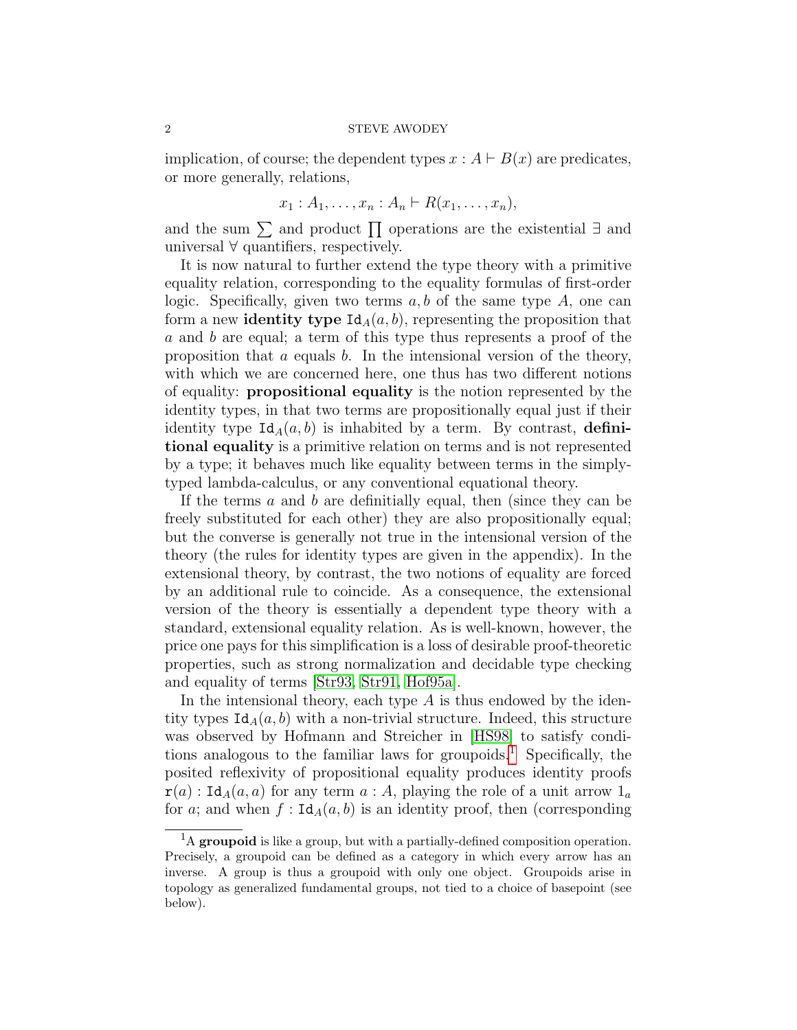implication, of course; the dependent types $x : A \vdash B(x)$ are predicates, or more generally, relations,

$$x_1 : A_1, \ldots, x_n : A_n \vdash R(x_1, \ldots, x_n),$$

and the sum $\sum$ and product $\prod$ operations are the existential $\exists$ and universal $\forall$ quantifiers, respectively.

It is now natural to further extend the type theory with a primitive equality relation, corresponding to the equality formulas of first-order logic. Specifically, given two terms $a, b$ of the same type $A$, one can form a new **identity type** $\mathtt{Id}_A(a, b)$, representing the proposition that $a$ and $b$ are equal; a term of this type thus represents a proof of the proposition that $a$ equals $b$. In the intensional version of the theory, with which we are concerned here, one thus has two different notions of equality: **propositional equality** is the notion represented by the identity types, in that two terms are propositionally equal just if their identity type $\mathtt{Id}_A(a, b)$ is inhabited by a term. By contrast, **definitional equality** is a primitive relation on terms and is not represented by a type; it behaves much like equality between terms in the simply-typed lambda-calculus, or any conventional equational theory.

If the terms $a$ and $b$ are definitially equal, then (since they can be freely substituted for each other) they are also propositionally equal; but the converse is generally not true in the intensional version of the theory (the rules for identity types are given in the appendix). In the extensional theory, by contrast, the two notions of equality are forced by an additional rule to coincide. As a consequence, the extensional version of the theory is essentially a dependent type theory with a standard, extensional equality relation. As is well-known, however, the price one pays for this simplification is a loss of desirable proof-theoretic properties, such as strong normalization and decidable type checking and equality of terms [Str93, Str91, Hof95a].

In the intensional theory, each type $A$ is thus endowed by the identity types $\mathtt{Id}_A(a, b)$ with a non-trivial structure. Indeed, this structure was observed by Hofmann and Streicher in [HS98] to satisfy conditions analogous to the familiar laws for groupoids.[1] Specifically, the posited reflexivity of propositional equality produces identity proofs $\mathtt{r}(a) : \mathtt{Id}_A(a, a)$ for any term $a : A$, playing the role of a unit arrow $1_a$ for $a$; and when $f : \mathtt{Id}_A(a, b)$ is an identity proof, then (corresponding

[1] A **groupoid** is like a group, but with a partially-defined composition operation. Precisely, a groupoid can be defined as a category in which every arrow has an inverse. A group is thus a groupoid with only one object. Groupoids arise in topology as generalized fundamental groups, not tied to a choice of basepoint (see below).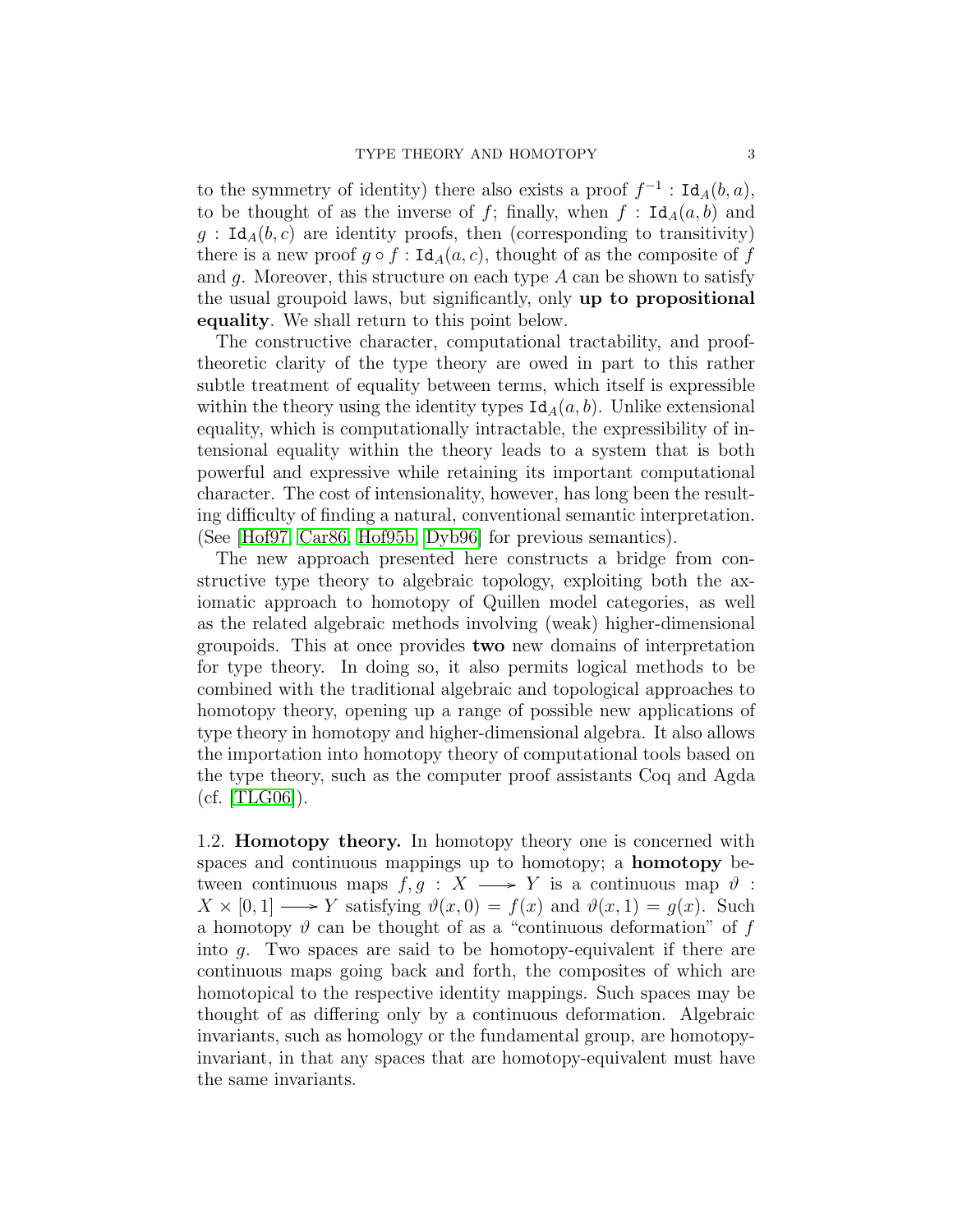to the symmetry of identity) there also exists a proof $f^{-1} : \mathtt{Id}_A(b, a)$, to be thought of as the inverse of $f$; finally, when $f : \mathtt{Id}_A(a, b)$ and $g : \mathtt{Id}_A(b, c)$ are identity proofs, then (corresponding to transitivity) there is a new proof $g \circ f : \mathtt{Id}_A(a, c)$, thought of as the composite of $f$ and $g$. Moreover, this structure on each type $A$ can be shown to satisfy the usual groupoid laws, but significantly, only **up to propositional equality**. We shall return to this point below.

The constructive character, computational tractability, and proof-theoretic clarity of the type theory are owed in part to this rather subtle treatment of equality between terms, which itself is expressible within the theory using the identity types $\mathtt{Id}_A(a, b)$. Unlike extensional equality, which is computationally intractable, the expressibility of intensional equality within the theory leads to a system that is both powerful and expressive while retaining its important computational character. The cost of intensionality, however, has long been the resulting difficulty of finding a natural, conventional semantic interpretation. (See [Hof97, Car86, Hof95b, Dyb96] for previous semantics).

The new approach presented here constructs a bridge from constructive type theory to algebraic topology, exploiting both the axiomatic approach to homotopy of Quillen model categories, as well as the related algebraic methods involving (weak) higher-dimensional groupoids. This at once provides **two** new domains of interpretation for type theory. In doing so, it also permits logical methods to be combined with the traditional algebraic and topological approaches to homotopy theory, opening up a range of possible new applications of type theory in homotopy and higher-dimensional algebra. It also allows the importation into homotopy theory of computational tools based on the type theory, such as the computer proof assistants Coq and Agda (cf. [TLG06]).

1.2. **Homotopy theory.** In homotopy theory one is concerned with spaces and continuous mappings up to homotopy; a **homotopy** between continuous maps $f, g : X \longrightarrow Y$ is a continuous map $\vartheta : X \times [0, 1] \longrightarrow Y$ satisfying $\vartheta(x, 0) = f(x)$ and $\vartheta(x, 1) = g(x)$. Such a homotopy $\vartheta$ can be thought of as a "continuous deformation" of $f$ into $g$. Two spaces are said to be homotopy-equivalent if there are continuous maps going back and forth, the composites of which are homotopical to the respective identity mappings. Such spaces may be thought of as differing only by a continuous deformation. Algebraic invariants, such as homology or the fundamental group, are homotopy-invariant, in that any spaces that are homotopy-equivalent must have the same invariants.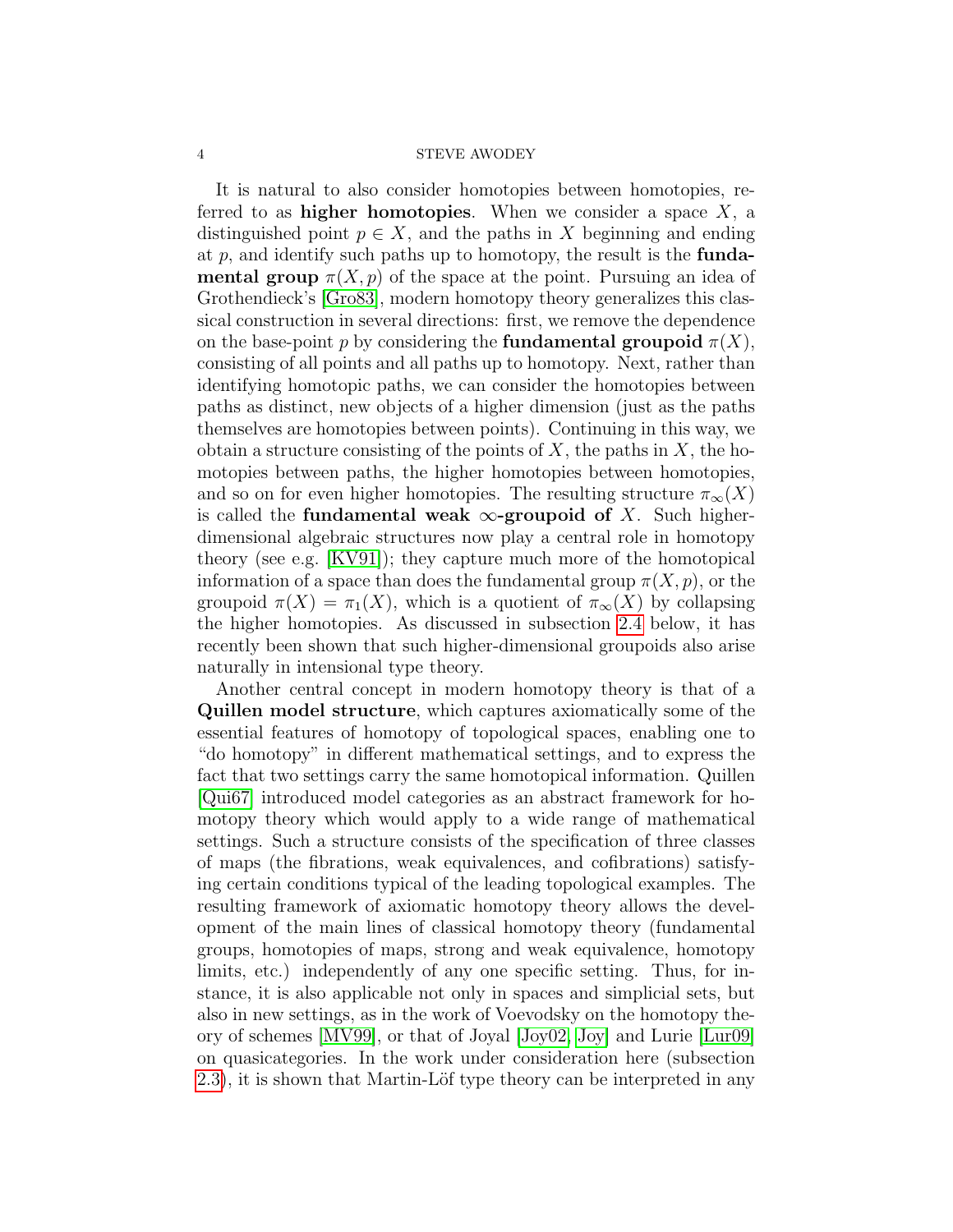It is natural to also consider homotopies between homotopies, referred to as **higher homotopies**. When we consider a space $X$, a distinguished point $p \in X$, and the paths in $X$ beginning and ending at $p$, and identify such paths up to homotopy, the result is the **fundamental group** $\pi(X, p)$ of the space at the point. Pursuing an idea of Grothendieck's [Gro83], modern homotopy theory generalizes this classical construction in several directions: first, we remove the dependence on the base-point $p$ by considering the **fundamental groupoid** $\pi(X)$, consisting of all points and all paths up to homotopy. Next, rather than identifying homotopic paths, we can consider the homotopies between paths as distinct, new objects of a higher dimension (just as the paths themselves are homotopies between points). Continuing in this way, we obtain a structure consisting of the points of $X$, the paths in $X$, the homotopies between paths, the higher homotopies between homotopies, and so on for even higher homotopies. The resulting structure $\pi_\infty(X)$ is called the **fundamental weak $\infty$-groupoid of** $X$. Such higher-dimensional algebraic structures now play a central role in homotopy theory (see e.g. [KV91]); they capture much more of the homotopical information of a space than does the fundamental group $\pi(X, p)$, or the groupoid $\pi(X) = \pi_1(X)$, which is a quotient of $\pi_\infty(X)$ by collapsing the higher homotopies. As discussed in subsection 2.4 below, it has recently been shown that such higher-dimensional groupoids also arise naturally in intensional type theory.

Another central concept in modern homotopy theory is that of a **Quillen model structure**, which captures axiomatically some of the essential features of homotopy of topological spaces, enabling one to "do homotopy" in different mathematical settings, and to express the fact that two settings carry the same homotopical information. Quillen [Qui67] introduced model categories as an abstract framework for homotopy theory which would apply to a wide range of mathematical settings. Such a structure consists of the specification of three classes of maps (the fibrations, weak equivalences, and cofibrations) satisfying certain conditions typical of the leading topological examples. The resulting framework of axiomatic homotopy theory allows the development of the main lines of classical homotopy theory (fundamental groups, homotopies of maps, strong and weak equivalence, homotopy limits, etc.) independently of any one specific setting. Thus, for instance, it is also applicable not only in spaces and simplicial sets, but also in new settings, as in the work of Voevodsky on the homotopy theory of schemes [MV99], or that of Joyal [Joy02, Joy] and Lurie [Lur09] on quasicategories. In the work under consideration here (subsection 2.3), it is shown that Martin-Löf type theory can be interpreted in any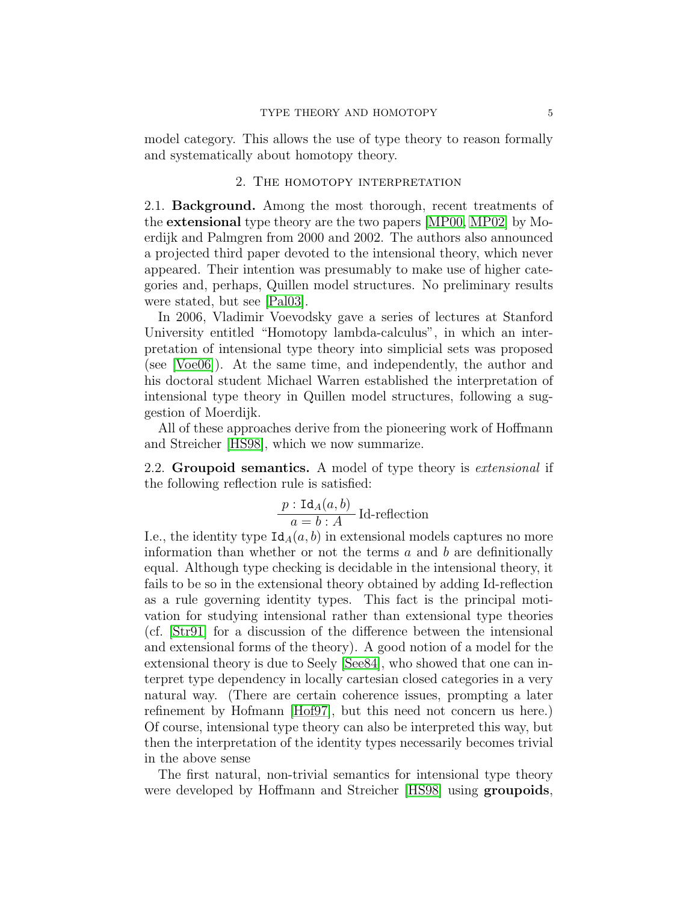model category. This allows the use of type theory to reason formally and systematically about homotopy theory.

## 2. The homotopy interpretation

**2.1. Background.** Among the most thorough, recent treatments of the **extensional** type theory are the two papers [MP00, MP02] by Moerdijk and Palmgren from 2000 and 2002. The authors also announced a projected third paper devoted to the intensional theory, which never appeared. Their intention was presumably to make use of higher categories and, perhaps, Quillen model structures. No preliminary results were stated, but see [Pal03].

In 2006, Vladimir Voevodsky gave a series of lectures at Stanford University entitled "Homotopy lambda-calculus", in which an interpretation of intensional type theory into simplicial sets was proposed (see [Voe06]). At the same time, and independently, the author and his doctoral student Michael Warren established the interpretation of intensional type theory in Quillen model structures, following a suggestion of Moerdijk.

All of these approaches derive from the pioneering work of Hoffmann and Streicher [HS98], which we now summarize.

**2.2. Groupoid semantics.** A model of type theory is *extensional* if the following reflection rule is satisfied:

$$\frac{p : \mathtt{Id}_A(a,b)}{a = b : A}\ \text{Id-reflection}$$

I.e., the identity type $\mathtt{Id}_A(a,b)$ in extensional models captures no more information than whether or not the terms $a$ and $b$ are definitionally equal. Although type checking is decidable in the intensional theory, it fails to be so in the extensional theory obtained by adding Id-reflection as a rule governing identity types. This fact is the principal motivation for studying intensional rather than extensional type theories (cf. [Str91] for a discussion of the difference between the intensional and extensional forms of the theory). A good notion of a model for the extensional theory is due to Seely [See84], who showed that one can interpret type dependency in locally cartesian closed categories in a very natural way. (There are certain coherence issues, prompting a later refinement by Hofmann [Hof97], but this need not concern us here.) Of course, intensional type theory can also be interpreted this way, but then the interpretation of the identity types necessarily becomes trivial in the above sense

The first natural, non-trivial semantics for intensional type theory were developed by Hoffmann and Streicher [HS98] using **groupoids**,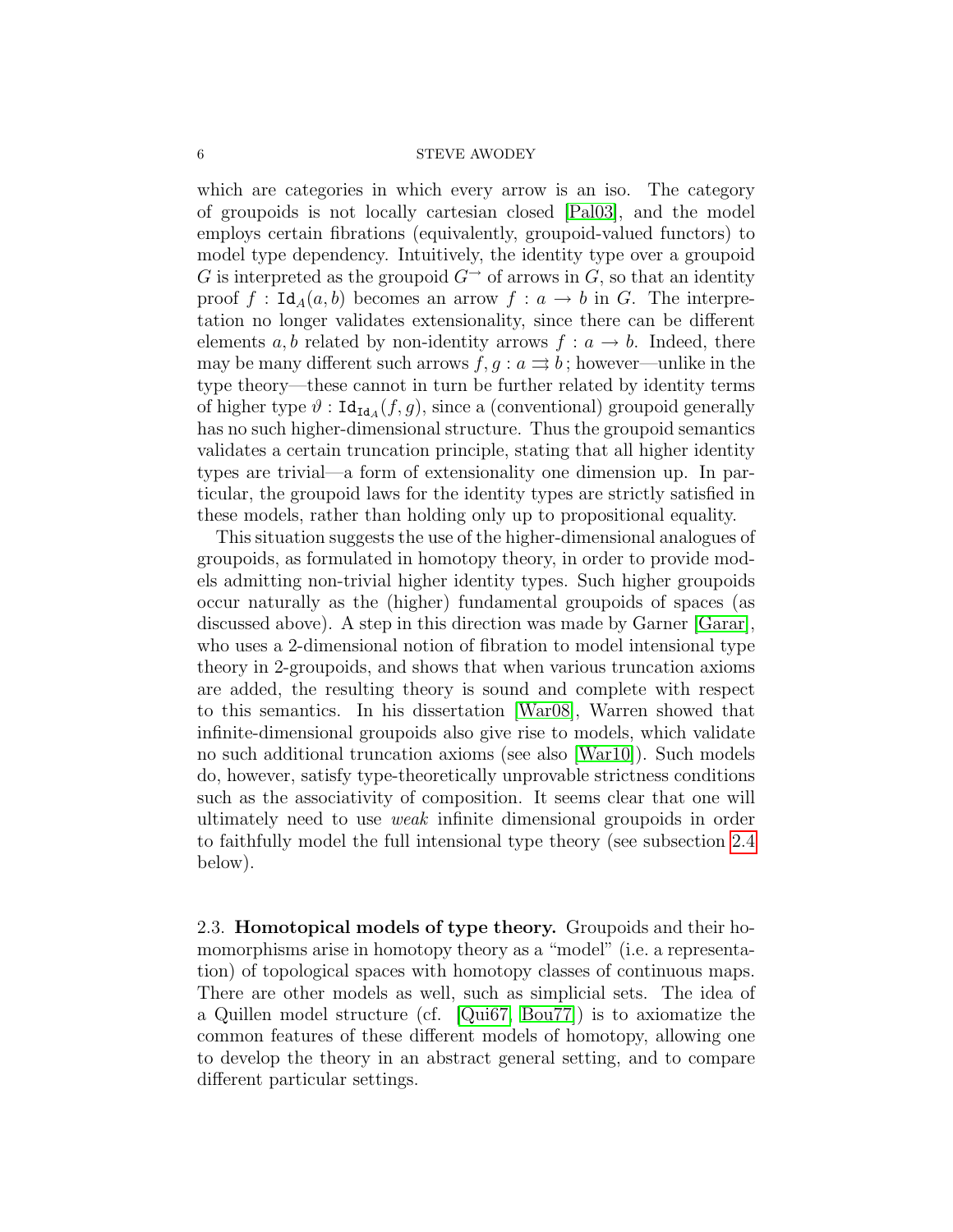which are categories in which every arrow is an iso. The category of groupoids is not locally cartesian closed [Pal03], and the model employs certain fibrations (equivalently, groupoid-valued functors) to model type dependency. Intuitively, the identity type over a groupoid $G$ is interpreted as the groupoid $G^{\rightarrow}$ of arrows in $G$, so that an identity proof $f : \mathtt{Id}_A(a, b)$ becomes an arrow $f : a \rightarrow b$ in $G$. The interpretation no longer validates extensionality, since there can be different elements $a, b$ related by non-identity arrows $f : a \rightarrow b$. Indeed, there may be many different such arrows $f, g : a \rightrightarrows b$ ; however—unlike in the type theory—these cannot in turn be further related by identity terms of higher type $\vartheta : \mathtt{Id}_{\mathtt{Id}_A}(f, g)$, since a (conventional) groupoid generally has no such higher-dimensional structure. Thus the groupoid semantics validates a certain truncation principle, stating that all higher identity types are trivial—a form of extensionality one dimension up. In particular, the groupoid laws for the identity types are strictly satisfied in these models, rather than holding only up to propositional equality.

This situation suggests the use of the higher-dimensional analogues of groupoids, as formulated in homotopy theory, in order to provide models admitting non-trivial higher identity types. Such higher groupoids occur naturally as the (higher) fundamental groupoids of spaces (as discussed above). A step in this direction was made by Garner [Garar], who uses a 2-dimensional notion of fibration to model intensional type theory in 2-groupoids, and shows that when various truncation axioms are added, the resulting theory is sound and complete with respect to this semantics. In his dissertation [War08], Warren showed that infinite-dimensional groupoids also give rise to models, which validate no such additional truncation axioms (see also [War10]). Such models do, however, satisfy type-theoretically unprovable strictness conditions such as the associativity of composition. It seems clear that one will ultimately need to use *weak* infinite dimensional groupoids in order to faithfully model the full intensional type theory (see subsection 2.4 below).

2.3. **Homotopical models of type theory.** Groupoids and their homomorphisms arise in homotopy theory as a "model" (i.e. a representation) of topological spaces with homotopy classes of continuous maps. There are other models as well, such as simplicial sets. The idea of a Quillen model structure (cf. [Qui67, Bou77]) is to axiomatize the common features of these different models of homotopy, allowing one to develop the theory in an abstract general setting, and to compare different particular settings.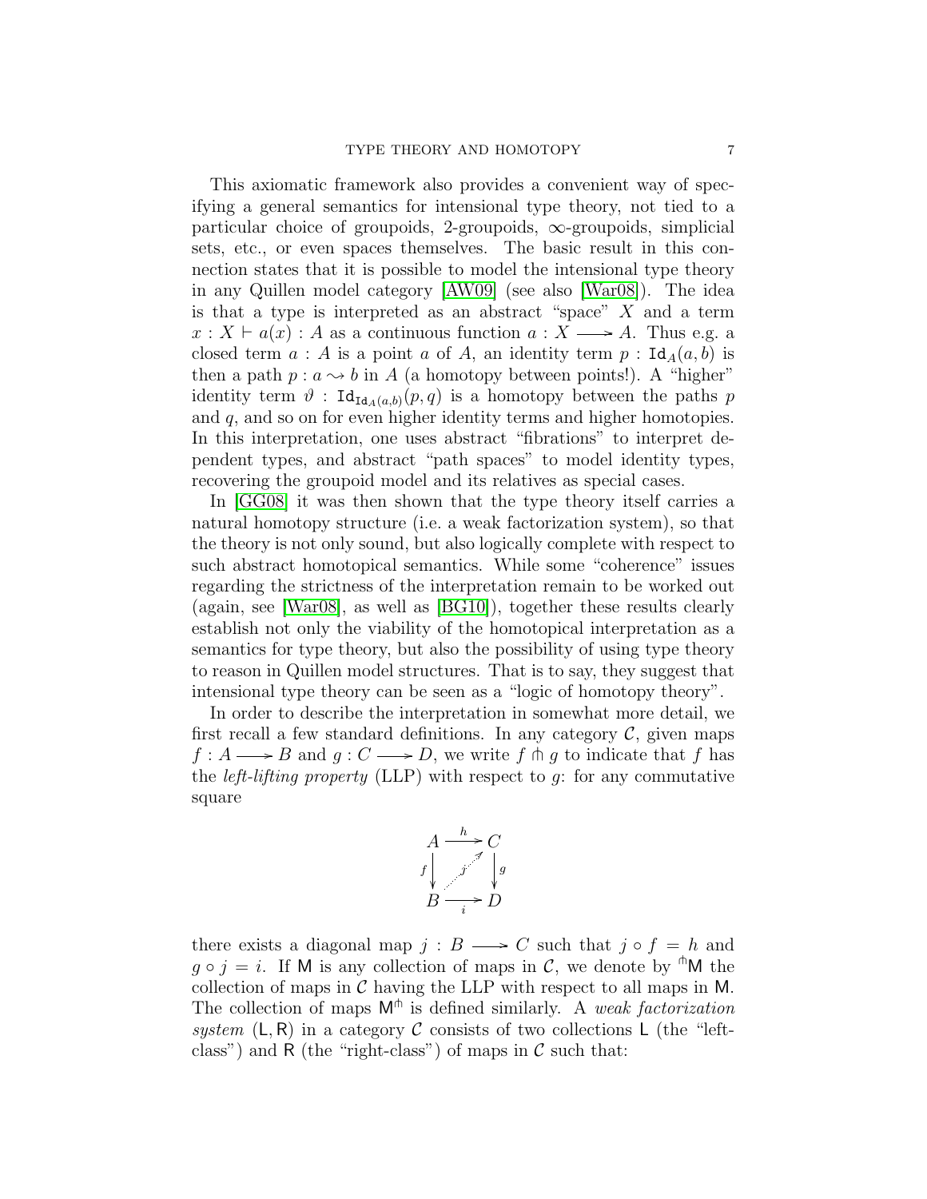This axiomatic framework also provides a convenient way of specifying a general semantics for intensional type theory, not tied to a particular choice of groupoids, 2-groupoids, $\infty$-groupoids, simplicial sets, etc., or even spaces themselves. The basic result in this connection states that it is possible to model the intensional type theory in any Quillen model category [AW09] (see also [War08]). The idea is that a type is interpreted as an abstract "space" $X$ and a term $x : X \vdash a(x) : A$ as a continuous function $a : X \longrightarrow A$. Thus e.g. a closed term $a : A$ is a point $a$ of $A$, an identity term $p : \mathtt{Id}_A(a, b)$ is then a path $p : a \rightsquigarrow b$ in $A$ (a homotopy between points!). A "higher" identity term $\vartheta : \mathtt{Id}_{\mathtt{Id}_A(a,b)}(p, q)$ is a homotopy between the paths $p$ and $q$, and so on for even higher identity terms and higher homotopies. In this interpretation, one uses abstract "fibrations" to interpret dependent types, and abstract "path spaces" to model identity types, recovering the groupoid model and its relatives as special cases.

In [GG08] it was then shown that the type theory itself carries a natural homotopy structure (i.e. a weak factorization system), so that the theory is not only sound, but also logically complete with respect to such abstract homotopical semantics. While some "coherence" issues regarding the strictness of the interpretation remain to be worked out (again, see [War08], as well as [BG10]), together these results clearly establish not only the viability of the homotopical interpretation as a semantics for type theory, but also the possibility of using type theory to reason in Quillen model structures. That is to say, they suggest that intensional type theory can be seen as a "logic of homotopy theory".

In order to describe the interpretation in somewhat more detail, we first recall a few standard definitions. In any category $\mathcal{C}$, given maps $f : A \longrightarrow B$ and $g : C \longrightarrow D$, we write $f \pitchfork g$ to indicate that $f$ has the *left-lifting property* (LLP) with respect to $g$: for any commutative square

$$\begin{array}{ccc} A & \xrightarrow{h} & C \\ {\scriptstyle f}\downarrow & \overset{j}{\nearrow} & \downarrow{\scriptstyle g} \\ B & \xrightarrow[i]{} & D \end{array}$$

there exists a diagonal map $j : B \longrightarrow C$ such that $j \circ f = h$ and $g \circ j = i$. If $\mathsf{M}$ is any collection of maps in $\mathcal{C}$, we denote by ${}^{\pitchfork}\mathsf{M}$ the collection of maps in $\mathcal{C}$ having the LLP with respect to all maps in $\mathsf{M}$. The collection of maps $\mathsf{M}^{\pitchfork}$ is defined similarly. A *weak factorization system* $(\mathsf{L}, \mathsf{R})$ in a category $\mathcal{C}$ consists of two collections $\mathsf{L}$ (the "left-class") and $\mathsf{R}$ (the "right-class") of maps in $\mathcal{C}$ such that: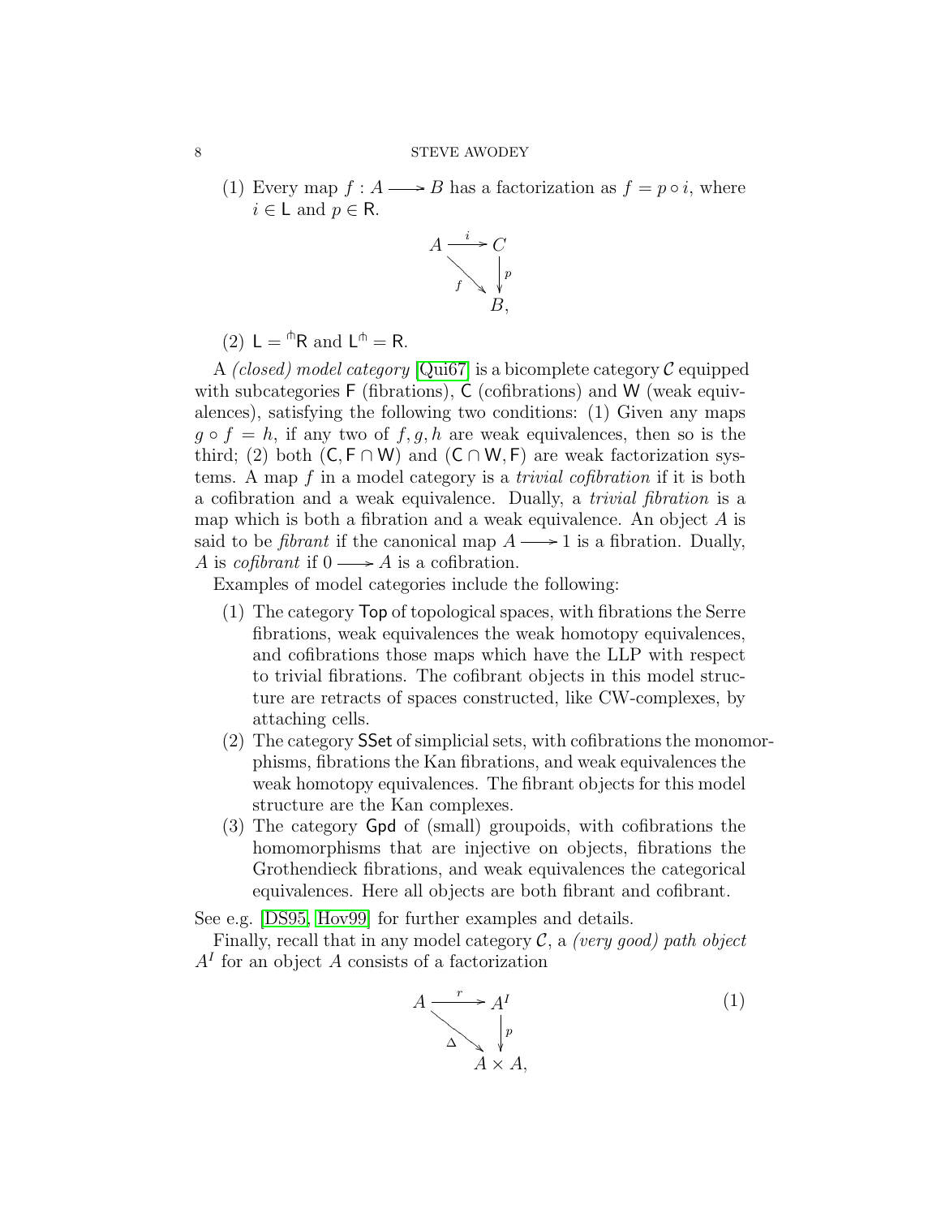(1) Every map $f : A \longrightarrow B$ has a factorization as $f = p \circ i$, where $i \in \mathsf{L}$ and $p \in \mathsf{R}$.

$$\begin{array}{ccc} A & \xrightarrow{i} & C \\ & \searrow_{f} & \downarrow{\scriptstyle p} \\ & & B, \end{array}$$

(2) $\mathsf{L} = {}^{\pitchfork}\mathsf{R}$ and $\mathsf{L}^{\pitchfork} = \mathsf{R}$.

A *(closed) model category* [Qui67] is a bicomplete category $\mathcal{C}$ equipped with subcategories $\mathsf{F}$ (fibrations), $\mathsf{C}$ (cofibrations) and $\mathsf{W}$ (weak equivalences), satisfying the following two conditions: (1) Given any maps $g \circ f = h$, if any two of $f, g, h$ are weak equivalences, then so is the third; (2) both $(\mathsf{C}, \mathsf{F} \cap \mathsf{W})$ and $(\mathsf{C} \cap \mathsf{W}, \mathsf{F})$ are weak factorization systems. A map $f$ in a model category is a *trivial cofibration* if it is both a cofibration and a weak equivalence. Dually, a *trivial fibration* is a map which is both a fibration and a weak equivalence. An object $A$ is said to be *fibrant* if the canonical map $A \longrightarrow 1$ is a fibration. Dually, $A$ is *cofibrant* if $0 \longrightarrow A$ is a cofibration.

Examples of model categories include the following:

(1) The category $\mathsf{Top}$ of topological spaces, with fibrations the Serre fibrations, weak equivalences the weak homotopy equivalences, and cofibrations those maps which have the LLP with respect to trivial fibrations. The cofibrant objects in this model structure are retracts of spaces constructed, like CW-complexes, by attaching cells.
(2) The category $\mathsf{SSet}$ of simplicial sets, with cofibrations the monomorphisms, fibrations the Kan fibrations, and weak equivalences the weak homotopy equivalences. The fibrant objects for this model structure are the Kan complexes.
(3) The category $\mathsf{Gpd}$ of (small) groupoids, with cofibrations the homomorphisms that are injective on objects, fibrations the Grothendieck fibrations, and weak equivalences the categorical equivalences. Here all objects are both fibrant and cofibrant.

See e.g. [DS95, Hov99] for further examples and details.

Finally, recall that in any model category $\mathcal{C}$, a *(very good) path object* $A^I$ for an object $A$ consists of a factorization

$$\begin{array}{ccc} A & \xrightarrow{r} & A^I \\ & \searrow_{\Delta} & \downarrow{\scriptstyle p} \\ & & A \times A, \end{array} \qquad (1)$$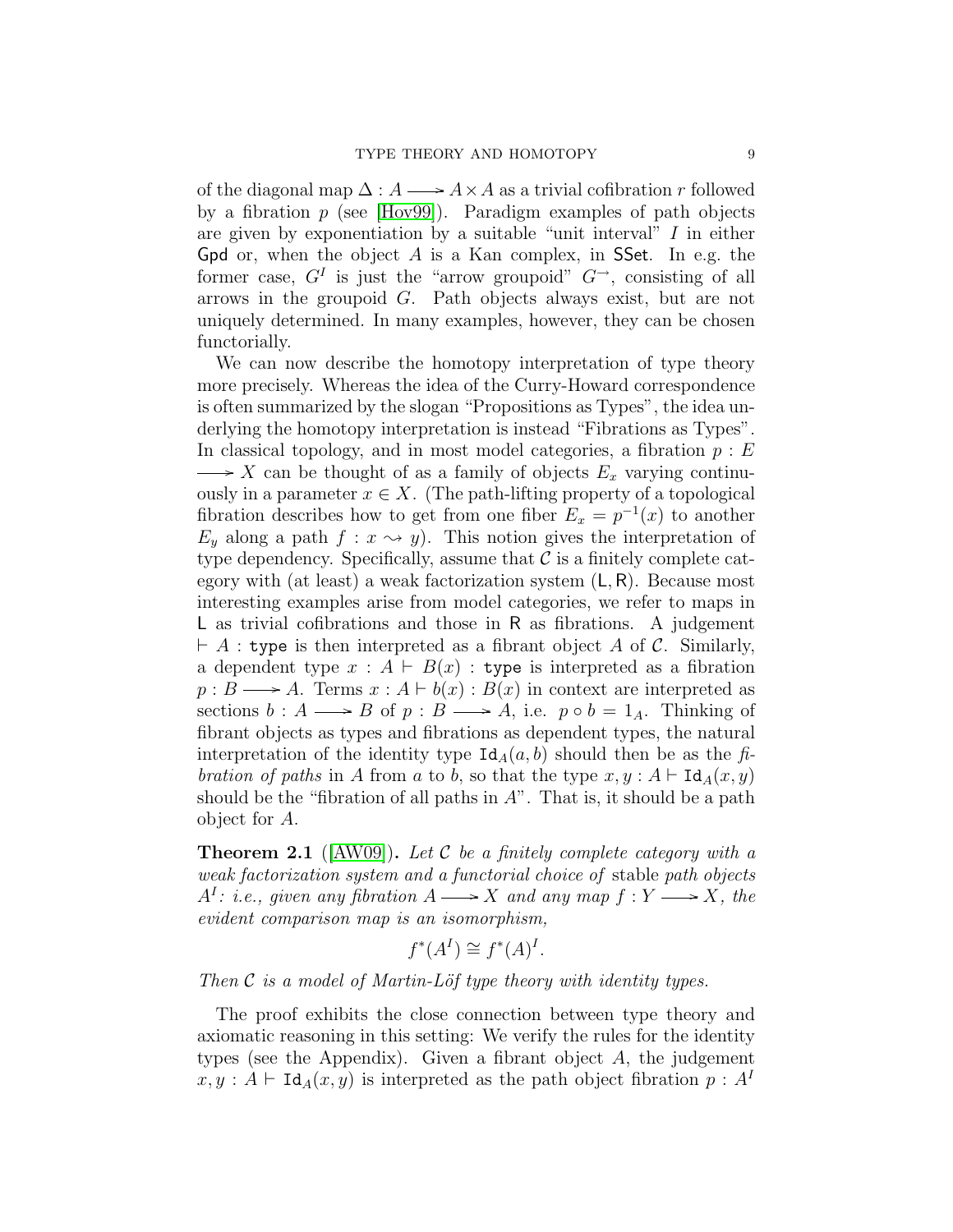of the diagonal map $\Delta : A \longrightarrow A \times A$ as a trivial cofibration $r$ followed by a fibration $p$ (see [Hov99]). Paradigm examples of path objects are given by exponentiation by a suitable "unit interval" $I$ in either $\mathsf{Gpd}$ or, when the object $A$ is a Kan complex, in $\mathsf{SSet}$. In e.g. the former case, $G^I$ is just the "arrow groupoid" $G^{\rightarrow}$, consisting of all arrows in the groupoid $G$. Path objects always exist, but are not uniquely determined. In many examples, however, they can be chosen functorially.

We can now describe the homotopy interpretation of type theory more precisely. Whereas the idea of the Curry-Howard correspondence is often summarized by the slogan "Propositions as Types", the idea underlying the homotopy interpretation is instead "Fibrations as Types". In classical topology, and in most model categories, a fibration $p : E \longrightarrow X$ can be thought of as a family of objects $E_x$ varying continuously in a parameter $x \in X$. (The path-lifting property of a topological fibration describes how to get from one fiber $E_x = p^{-1}(x)$ to another $E_y$ along a path $f : x \rightsquigarrow y$). This notion gives the interpretation of type dependency. Specifically, assume that $\mathcal{C}$ is a finitely complete category with (at least) a weak factorization system $(\mathsf{L}, \mathsf{R})$. Because most interesting examples arise from model categories, we refer to maps in $\mathsf{L}$ as trivial cofibrations and those in $\mathsf{R}$ as fibrations. A judgement $\vdash A : \mathtt{type}$ is then interpreted as a fibrant object $A$ of $\mathcal{C}$. Similarly, a dependent type $x : A \vdash B(x) : \mathtt{type}$ is interpreted as a fibration $p : B \longrightarrow A$. Terms $x : A \vdash b(x) : B(x)$ in context are interpreted as sections $b : A \longrightarrow B$ of $p : B \longrightarrow A$, i.e. $p \circ b = 1_A$. Thinking of fibrant objects as types and fibrations as dependent types, the natural interpretation of the identity type $\mathtt{Id}_A(a, b)$ should then be as the *fibration of paths* in $A$ from $a$ to $b$, so that the type $x, y : A \vdash \mathtt{Id}_A(x, y)$ should be the "fibration of all paths in $A$". That is, it should be a path object for $A$.

**Theorem 2.1** ([AW09]). *Let $\mathcal{C}$ be a finitely complete category with a weak factorization system and a functorial choice of* stable *path objects $A^I$: i.e., given any fibration $A \longrightarrow X$ and any map $f : Y \longrightarrow X$, the evident comparison map is an isomorphism,*

$$f^*(A^I) \cong f^*(A)^I.$$

*Then $\mathcal{C}$ is a model of Martin-Löf type theory with identity types.*

The proof exhibits the close connection between type theory and axiomatic reasoning in this setting: We verify the rules for the identity types (see the Appendix). Given a fibrant object $A$, the judgement $x, y : A \vdash \mathtt{Id}_A(x, y)$ is interpreted as the path object fibration $p : A^I$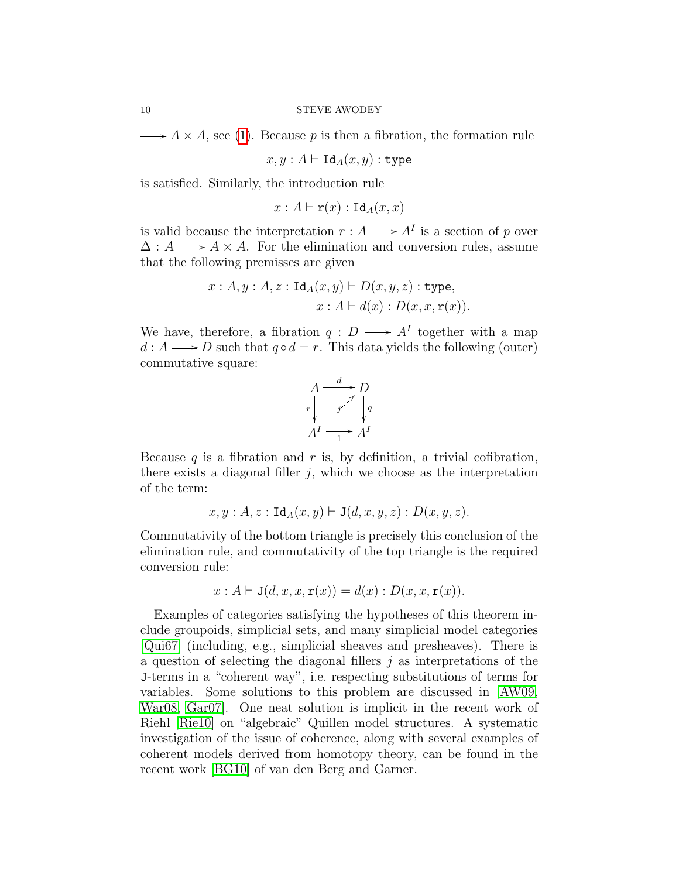$\longrightarrow A \times A$, see (1). Because $p$ is then a fibration, the formation rule

$$x, y : A \vdash \mathtt{Id}_A(x, y) : \mathtt{type}$$

is satisfied. Similarly, the introduction rule

$$x : A \vdash \mathtt{r}(x) : \mathtt{Id}_A(x, x)$$

is valid because the interpretation $r : A \longrightarrow A^I$ is a section of $p$ over $\Delta : A \longrightarrow A \times A$. For the elimination and conversion rules, assume that the following premisses are given

$$x : A, y : A, z : \mathtt{Id}_A(x, y) \vdash D(x, y, z) : \mathtt{type},$$
$$x : A \vdash d(x) : D(x, x, \mathtt{r}(x)).$$

We have, therefore, a fibration $q : D \longrightarrow A^I$ together with a map $d : A \longrightarrow D$ such that $q \circ d = r$. This data yields the following (outer) commutative square:

$$\begin{array}{ccc} A & \xrightarrow{d} & D \\ {\scriptstyle r}\downarrow & \overset{j}{\nearrow} & \downarrow{\scriptstyle q} \\ A^I & \xrightarrow[1]{} & A^I \end{array}$$

Because $q$ is a fibration and $r$ is, by definition, a trivial cofibration, there exists a diagonal filler $j$, which we choose as the interpretation of the term:

$$x, y : A, z : \mathtt{Id}_A(x, y) \vdash \mathtt{J}(d, x, y, z) : D(x, y, z).$$

Commutativity of the bottom triangle is precisely this conclusion of the elimination rule, and commutativity of the top triangle is the required conversion rule:

$$x : A \vdash \mathtt{J}(d, x, x, \mathtt{r}(x)) = d(x) : D(x, x, \mathtt{r}(x)).$$

Examples of categories satisfying the hypotheses of this theorem include groupoids, simplicial sets, and many simplicial model categories [Qui67] (including, e.g., simplicial sheaves and presheaves). There is a question of selecting the diagonal fillers $j$ as interpretations of the J-terms in a "coherent way", i.e. respecting substitutions of terms for variables. Some solutions to this problem are discussed in [AW09, War08, Gar07]. One neat solution is implicit in the recent work of Riehl [Rie10] on "algebraic" Quillen model structures. A systematic investigation of the issue of coherence, along with several examples of coherent models derived from homotopy theory, can be found in the recent work [BG10] of van den Berg and Garner.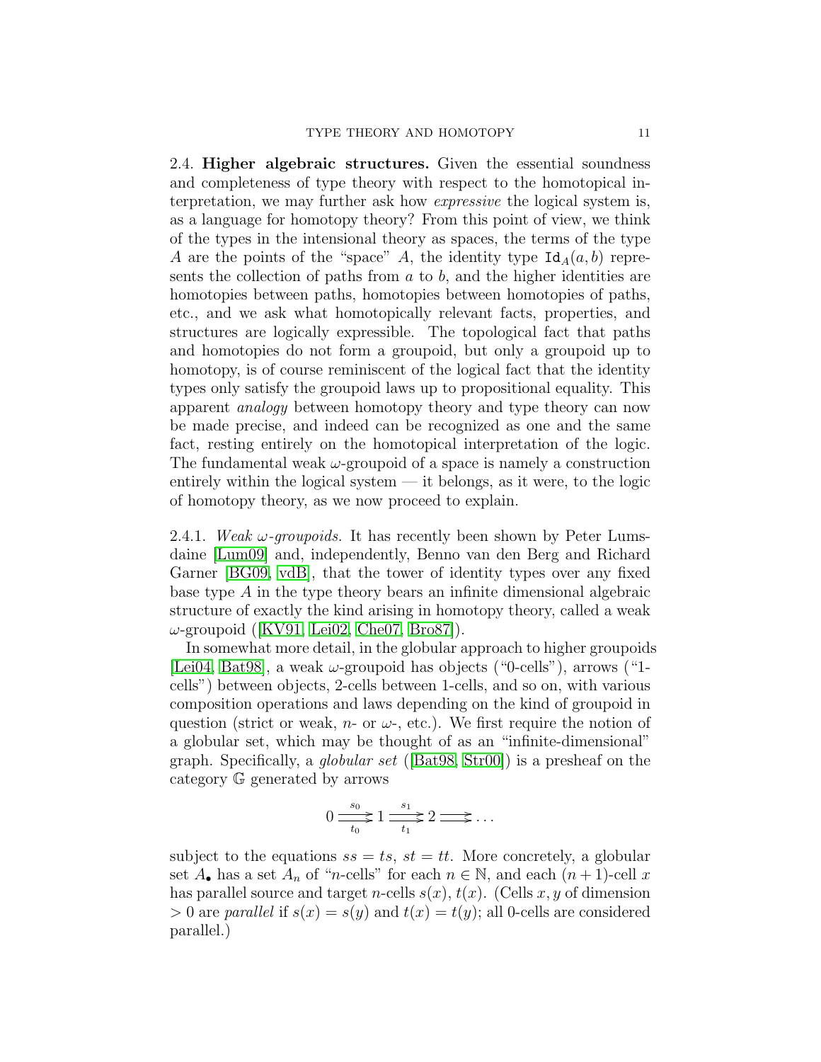2.4. **Higher algebraic structures.** Given the essential soundness and completeness of type theory with respect to the homotopical interpretation, we may further ask how *expressive* the logical system is, as a language for homotopy theory? From this point of view, we think of the types in the intensional theory as spaces, the terms of the type $A$ are the points of the "space" $A$, the identity type $\mathtt{Id}_A(a,b)$ represents the collection of paths from $a$ to $b$, and the higher identities are homotopies between paths, homotopies between homotopies of paths, etc., and we ask what homotopically relevant facts, properties, and structures are logically expressible. The topological fact that paths and homotopies do not form a groupoid, but only a groupoid up to homotopy, is of course reminiscent of the logical fact that the identity types only satisfy the groupoid laws up to propositional equality. This apparent *analogy* between homotopy theory and type theory can now be made precise, and indeed can be recognized as one and the same fact, resting entirely on the homotopical interpretation of the logic. The fundamental weak $\omega$-groupoid of a space is namely a construction entirely within the logical system — it belongs, as it were, to the logic of homotopy theory, as we now proceed to explain.

2.4.1. *Weak $\omega$-groupoids.* It has recently been shown by Peter Lumsdaine [Lum09] and, independently, Benno van den Berg and Richard Garner [BG09, vdB], that the tower of identity types over any fixed base type $A$ in the type theory bears an infinite dimensional algebraic structure of exactly the kind arising in homotopy theory, called a weak $\omega$-groupoid ([KV91, Lei02, Che07, Bro87]).

In somewhat more detail, in the globular approach to higher groupoids [Lei04, Bat98], a weak $\omega$-groupoid has objects ("0-cells"), arrows ("1-cells") between objects, 2-cells between 1-cells, and so on, with various composition operations and laws depending on the kind of groupoid in question (strict or weak, $n$- or $\omega$-, etc.). We first require the notion of a globular set, which may be thought of as an "infinite-dimensional" graph. Specifically, a *globular set* ([Bat98, Str00]) is a presheaf on the category $\mathbb{G}$ generated by arrows

$$0 \underset{t_0}{\overset{s_0}{\rightrightarrows}} 1 \underset{t_1}{\overset{s_1}{\rightrightarrows}} 2 \rightrightarrows \dots$$

subject to the equations $ss = ts$, $st = tt$. More concretely, a globular set $A_\bullet$ has a set $A_n$ of "$n$-cells" for each $n \in \mathbb{N}$, and each $(n+1)$-cell $x$ has parallel source and target $n$-cells $s(x)$, $t(x)$. (Cells $x, y$ of dimension $> 0$ are *parallel* if $s(x) = s(y)$ and $t(x) = t(y)$; all 0-cells are considered parallel.)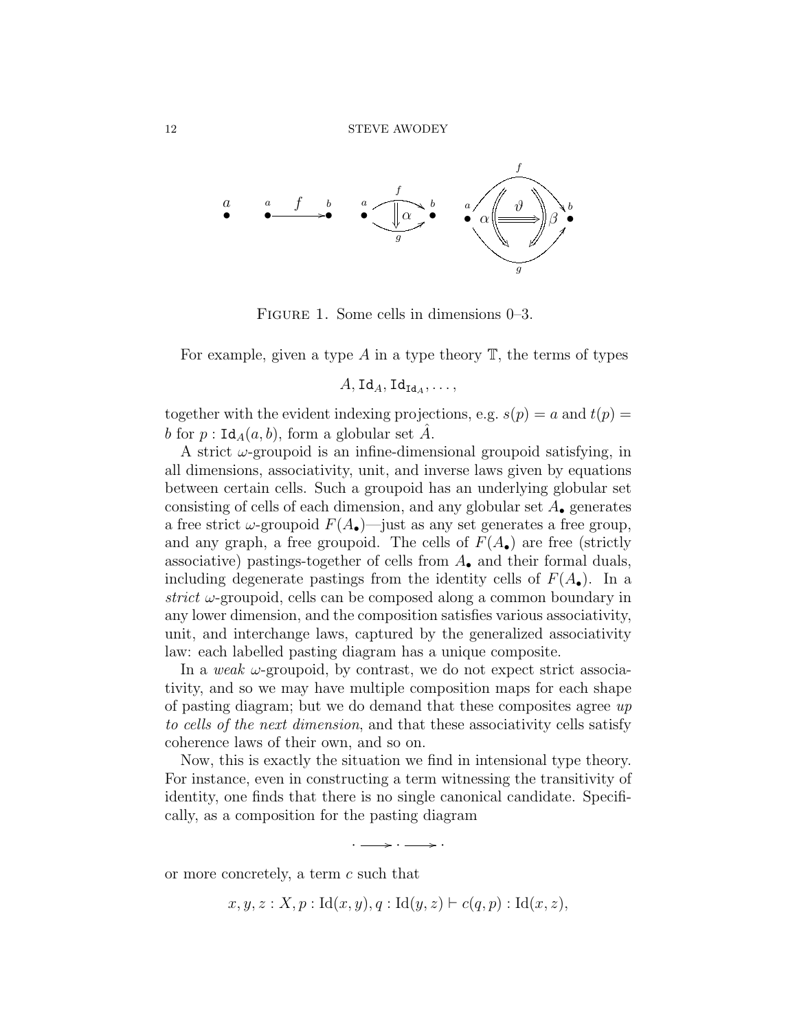FIGURE 1. Some cells in dimensions 0–3.

For example, given a type $A$ in a type theory $\mathbb{T}$, the terms of types

$$A, \mathtt{Id}_A, \mathtt{Id}_{\mathtt{Id}_A}, \ldots,$$

together with the evident indexing projections, e.g. $s(p) = a$ and $t(p) = b$ for $p : \mathtt{Id}_A(a, b)$, form a globular set $\hat{A}$.

A strict $\omega$-groupoid is an infine-dimensional groupoid satisfying, in all dimensions, associativity, unit, and inverse laws given by equations between certain cells. Such a groupoid has an underlying globular set consisting of cells of each dimension, and any globular set $A_\bullet$ generates a free strict $\omega$-groupoid $F(A_\bullet)$—just as any set generates a free group, and any graph, a free groupoid. The cells of $F(A_\bullet)$ are free (strictly associative) pastings-together of cells from $A_\bullet$ and their formal duals, including degenerate pastings from the identity cells of $F(A_\bullet)$. In a *strict* $\omega$-groupoid, cells can be composed along a common boundary in any lower dimension, and the composition satisfies various associativity, unit, and interchange laws, captured by the generalized associativity law: each labelled pasting diagram has a unique composite.

In a *weak* $\omega$-groupoid, by contrast, we do not expect strict associativity, and so we may have multiple composition maps for each shape of pasting diagram; but we do demand that these composites agree *up to cells of the next dimension*, and that these associativity cells satisfy coherence laws of their own, and so on.

Now, this is exactly the situation we find in intensional type theory. For instance, even in constructing a term witnessing the transitivity of identity, one finds that there is no single canonical candidate. Specifically, as a composition for the pasting diagram

$$\cdot \longrightarrow \cdot \longrightarrow \cdot$$

or more concretely, a term $c$ such that

$$x, y, z : X, p : \mathrm{Id}(x, y), q : \mathrm{Id}(y, z) \vdash c(q, p) : \mathrm{Id}(x, z),$$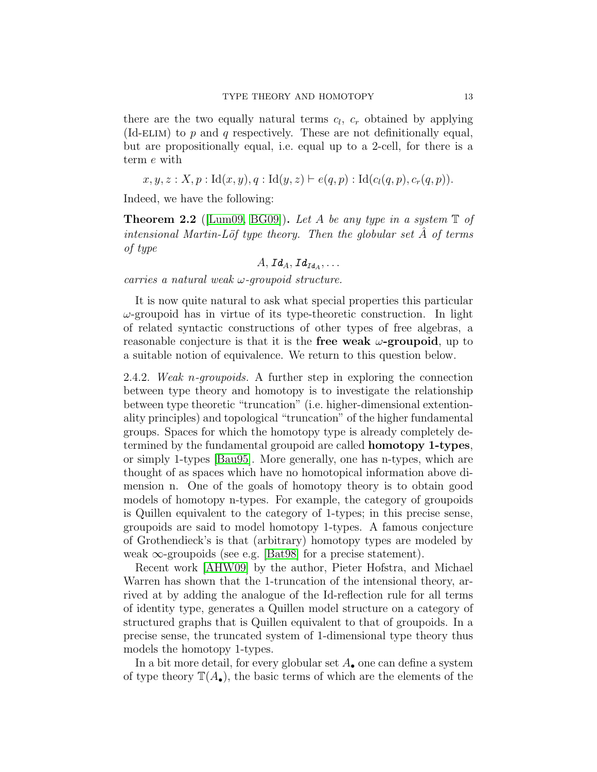there are the two equally natural terms $c_l$, $c_r$ obtained by applying (Id-ELIM) to $p$ and $q$ respectively. These are not definitionally equal, but are propositionally equal, i.e. equal up to a 2-cell, for there is a term $e$ with

$$x, y, z : X, p : \mathrm{Id}(x, y), q : \mathrm{Id}(y, z) \vdash e(q, p) : \mathrm{Id}(c_l(q, p), c_r(q, p)).$$

Indeed, we have the following:

**Theorem 2.2** ([Lum09, BG09]). *Let $A$ be any type in a system $\mathbb{T}$ of intensional Martin-Löf type theory. Then the globular set $\hat{A}$ of terms of type*

$$A, \mathtt{Id}_A, \mathtt{Id}_{\mathtt{Id}_A}, \ldots$$

*carries a natural weak $\omega$-groupoid structure.*

It is now quite natural to ask what special properties this particular $\omega$-groupoid has in virtue of its type-theoretic construction. In light of related syntactic constructions of other types of free algebras, a reasonable conjecture is that it is the **free weak $\omega$-groupoid**, up to a suitable notion of equivalence. We return to this question below.

2.4.2. *Weak n-groupoids.* A further step in exploring the connection between type theory and homotopy is to investigate the relationship between type theoretic "truncation" (i.e. higher-dimensional extentionality principles) and topological "truncation" of the higher fundamental groups. Spaces for which the homotopy type is already completely determined by the fundamental groupoid are called **homotopy 1-types**, or simply 1-types [Bau95]. More generally, one has n-types, which are thought of as spaces which have no homotopical information above dimension n. One of the goals of homotopy theory is to obtain good models of homotopy n-types. For example, the category of groupoids is Quillen equivalent to the category of 1-types; in this precise sense, groupoids are said to model homotopy 1-types. A famous conjecture of Grothendieck's is that (arbitrary) homotopy types are modeled by weak $\infty$-groupoids (see e.g. [Bat98] for a precise statement).

Recent work [AHW09] by the author, Pieter Hofstra, and Michael Warren has shown that the 1-truncation of the intensional theory, arrived at by adding the analogue of the Id-reflection rule for all terms of identity type, generates a Quillen model structure on a category of structured graphs that is Quillen equivalent to that of groupoids. In a precise sense, the truncated system of 1-dimensional type theory thus models the homotopy 1-types.

In a bit more detail, for every globular set $A_\bullet$ one can define a system of type theory $\mathbb{T}(A_\bullet)$, the basic terms of which are the elements of the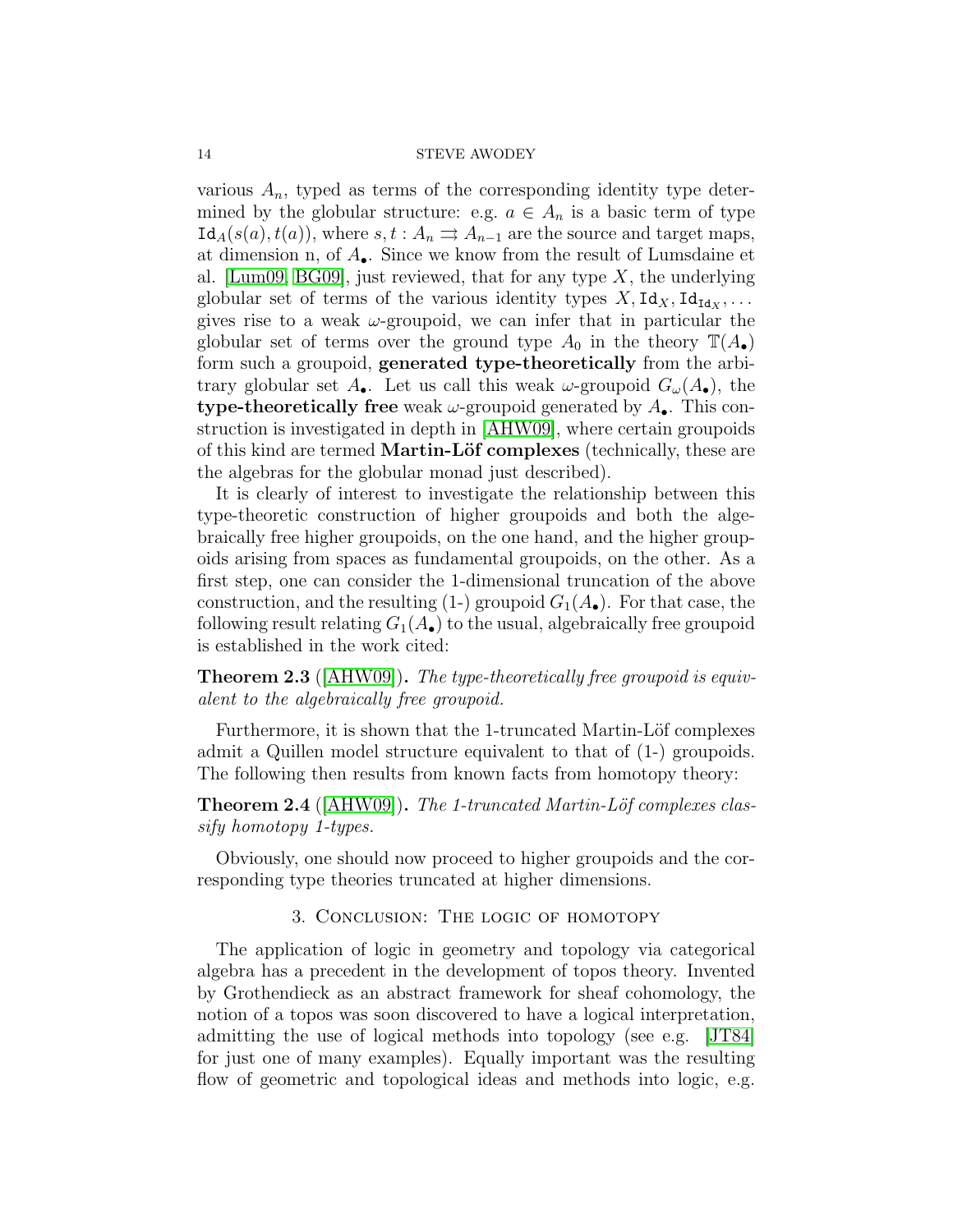various $A_n$, typed as terms of the corresponding identity type determined by the globular structure: e.g. $a \in A_n$ is a basic term of type $\mathtt{Id}_A(s(a), t(a))$, where $s, t : A_n \rightrightarrows A_{n-1}$ are the source and target maps, at dimension n, of $A_\bullet$. Since we know from the result of Lumsdaine et al. [Lum09, BG09], just reviewed, that for any type $X$, the underlying globular set of terms of the various identity types $X, \mathtt{Id}_X, \mathtt{Id}_{\mathtt{Id}_X}, \dots$ gives rise to a weak $\omega$-groupoid, we can infer that in particular the globular set of terms over the ground type $A_0$ in the theory $\mathbb{T}(A_\bullet)$ form such a groupoid, **generated type-theoretically** from the arbitrary globular set $A_\bullet$. Let us call this weak $\omega$-groupoid $G_\omega(A_\bullet)$, the **type-theoretically free** weak $\omega$-groupoid generated by $A_\bullet$. This construction is investigated in depth in [AHW09], where certain groupoids of this kind are termed **Martin-Löf complexes** (technically, these are the algebras for the globular monad just described).

It is clearly of interest to investigate the relationship between this type-theoretic construction of higher groupoids and both the algebraically free higher groupoids, on the one hand, and the higher groupoids arising from spaces as fundamental groupoids, on the other. As a first step, one can consider the 1-dimensional truncation of the above construction, and the resulting (1-) groupoid $G_1(A_\bullet)$. For that case, the following result relating $G_1(A_\bullet)$ to the usual, algebraically free groupoid is established in the work cited:

**Theorem 2.3** ([AHW09])**.** *The type-theoretically free groupoid is equivalent to the algebraically free groupoid.*

Furthermore, it is shown that the 1-truncated Martin-Löf complexes admit a Quillen model structure equivalent to that of (1-) groupoids. The following then results from known facts from homotopy theory:

**Theorem 2.4** ([AHW09])**.** *The 1-truncated Martin-Löf complexes classify homotopy 1-types.*

Obviously, one should now proceed to higher groupoids and the corresponding type theories truncated at higher dimensions.

## 3. Conclusion: The logic of homotopy

The application of logic in geometry and topology via categorical algebra has a precedent in the development of topos theory. Invented by Grothendieck as an abstract framework for sheaf cohomology, the notion of a topos was soon discovered to have a logical interpretation, admitting the use of logical methods into topology (see e.g. [JT84] for just one of many examples). Equally important was the resulting flow of geometric and topological ideas and methods into logic, e.g.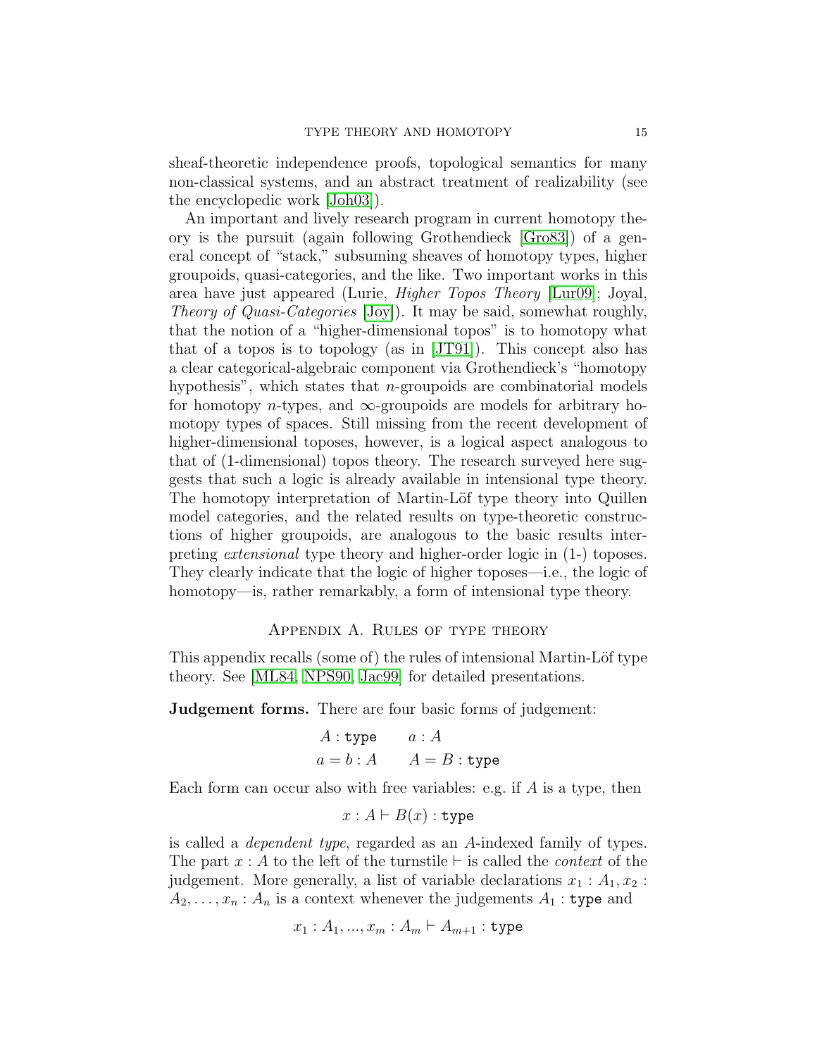sheaf-theoretic independence proofs, topological semantics for many non-classical systems, and an abstract treatment of realizability (see the encyclopedic work [Joh03]).

An important and lively research program in current homotopy theory is the pursuit (again following Grothendieck [Gro83]) of a general concept of "stack," subsuming sheaves of homotopy types, higher groupoids, quasi-categories, and the like. Two important works in this area have just appeared (Lurie, *Higher Topos Theory* [Lur09]; Joyal, *Theory of Quasi-Categories* [Joy]). It may be said, somewhat roughly, that the notion of a "higher-dimensional topos" is to homotopy what that of a topos is to topology (as in [JT91]). This concept also has a clear categorical-algebraic component via Grothendieck's "homotopy hypothesis", which states that $n$-groupoids are combinatorial models for homotopy $n$-types, and $\infty$-groupoids are models for arbitrary homotopy types of spaces. Still missing from the recent development of higher-dimensional toposes, however, is a logical aspect analogous to that of (1-dimensional) topos theory. The research surveyed here suggests that such a logic is already available in intensional type theory. The homotopy interpretation of Martin-Löf type theory into Quillen model categories, and the related results on type-theoretic constructions of higher groupoids, are analogous to the basic results interpreting *extensional* type theory and higher-order logic in (1-) toposes. They clearly indicate that the logic of higher toposes—i.e., the logic of homotopy—is, rather remarkably, a form of intensional type theory.

## Appendix A. Rules of type theory

This appendix recalls (some of) the rules of intensional Martin-Löf type theory. See [ML84, NPS90, Jac99] for detailed presentations.

**Judgement forms.** There are four basic forms of judgement:

$$A : \mathtt{type} \qquad a : A$$
$$a = b : A \qquad A = B : \mathtt{type}$$

Each form can occur also with free variables: e.g. if $A$ is a type, then

$$x : A \vdash B(x) : \mathtt{type}$$

is called a *dependent type*, regarded as an $A$-indexed family of types. The part $x : A$ to the left of the turnstile $\vdash$ is called the *context* of the judgement. More generally, a list of variable declarations $x_1 : A_1, x_2 : A_2, \ldots, x_n : A_n$ is a context whenever the judgements $A_1 : \mathtt{type}$ and

$$x_1 : A_1, ..., x_m : A_m \vdash A_{m+1} : \mathtt{type}$$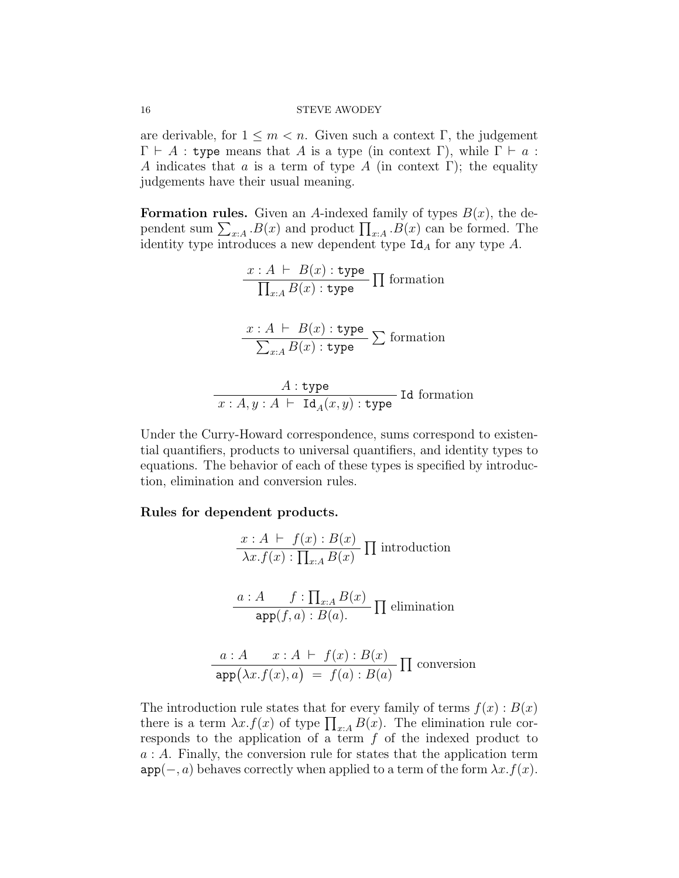are derivable, for $1 \leq m < n$. Given such a context $\Gamma$, the judgement $\Gamma \vdash A : \mathtt{type}$ means that $A$ is a type (in context $\Gamma$), while $\Gamma \vdash a : A$ indicates that $a$ is a term of type $A$ (in context $\Gamma$); the equality judgements have their usual meaning.

**Formation rules.** Given an $A$-indexed family of types $B(x)$, the dependent sum $\sum_{x:A} . B(x)$ and product $\prod_{x:A} . B(x)$ can be formed. The identity type introduces a new dependent type $\mathtt{Id}_A$ for any type $A$.

$$\frac{x : A \ \vdash \ B(x) : \mathtt{type}}{\prod_{x:A} B(x) : \mathtt{type}} \prod \text{formation}$$

$$\frac{x : A \ \vdash \ B(x) : \mathtt{type}}{\sum_{x:A} B(x) : \mathtt{type}} \sum \text{formation}$$

$$\frac{A : \mathtt{type}}{x : A, y : A \ \vdash \ \mathtt{Id}_A(x, y) : \mathtt{type}} \ \mathtt{Id} \text{ formation}$$

Under the Curry-Howard correspondence, sums correspond to existential quantifiers, products to universal quantifiers, and identity types to equations. The behavior of each of these types is specified by introduction, elimination and conversion rules.

**Rules for dependent products.**

$$\frac{x : A \ \vdash \ f(x) : B(x)}{\lambda x. f(x) : \prod_{x:A} B(x)} \prod \text{introduction}$$

$$\frac{a : A \qquad f : \prod_{x:A} B(x)}{\mathtt{app}(f, a) : B(a).} \prod \text{elimination}$$

$$\frac{a : A \qquad x : A \ \vdash \ f(x) : B(x)}{\mathtt{app}\big(\lambda x. f(x), a\big) \ = \ f(a) : B(a)} \prod \text{conversion}$$

The introduction rule states that for every family of terms $f(x) : B(x)$ there is a term $\lambda x. f(x)$ of type $\prod_{x:A} B(x)$. The elimination rule corresponds to the application of a term $f$ of the indexed product to $a : A$. Finally, the conversion rule for states that the application term $\mathtt{app}(-, a)$ behaves correctly when applied to a term of the form $\lambda x. f(x)$.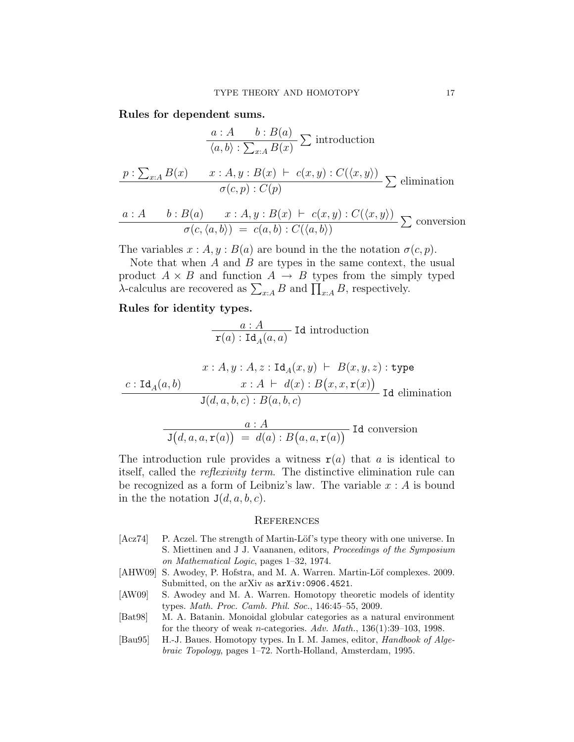**Rules for dependent sums.**

$$\frac{a : A \qquad b : B(a)}{\langle a, b\rangle : \sum_{x:A} B(x)} \sum \text{ introduction}$$

$$\frac{p : \sum_{x:A} B(x) \qquad x : A, y : B(x) \ \vdash \ c(x,y) : C(\langle x, y\rangle)}{\sigma(c, p) : C(p)} \sum \text{ elimination}$$

$$\frac{a : A \qquad b : B(a) \qquad x : A, y : B(x) \ \vdash \ c(x,y) : C(\langle x, y\rangle)}{\sigma(c, \langle a, b\rangle) \ = \ c(a,b) : C(\langle a, b\rangle)} \sum \text{ conversion}$$

The variables $x : A, y : B(a)$ are bound in the the notation $\sigma(c, p)$.

Note that when $A$ and $B$ are types in the same context, the usual product $A \times B$ and function $A \to B$ types from the simply typed $\lambda$-calculus are recovered as $\sum_{x:A} B$ and $\prod_{x:A} B$, respectively.

**Rules for identity types.**

$$\frac{a : A}{\mathtt{r}(a) : \mathtt{Id}_A(a, a)} \ \mathtt{Id} \text{ introduction}$$

$$\frac{\begin{array}{cc} & x : A, y : A, z : \mathtt{Id}_A(x,y) \ \vdash \ B(x,y,z) : \mathtt{type} \\ c : \mathtt{Id}_A(a,b) & x : A \ \vdash \ d(x) : B\big(x, x, \mathtt{r}(x)\big) \end{array}}{\mathtt{J}(d, a, b, c) : B(a, b, c)} \ \mathtt{Id} \text{ elimination}$$

$$\frac{a : A}{\mathtt{J}\big(d, a, a, \mathtt{r}(a)\big) \ = \ d(a) : B\big(a, a, \mathtt{r}(a)\big)} \ \mathtt{Id} \text{ conversion}$$

The introduction rule provides a witness $\mathtt{r}(a)$ that $a$ is identical to itself, called the *reflexivity term*. The distinctive elimination rule can be recognized as a form of Leibniz's law. The variable $x : A$ is bound in the the notation $\mathtt{J}(d, a, b, c)$.

## References

- [Acz74] P. Aczel. The strength of Martin-Löf's type theory with one universe. In S. Miettinen and J J. Vaananen, editors, *Proceedings of the Symposium on Mathematical Logic*, pages 1–32, 1974.
- [AHW09] S. Awodey, P. Hofstra, and M. A. Warren. Martin-Löf complexes. 2009. Submitted, on the arXiv as `arXiv:0906.4521`.
- [AW09] S. Awodey and M. A. Warren. Homotopy theoretic models of identity types. *Math. Proc. Camb. Phil. Soc.*, 146:45–55, 2009.
- [Bat98] M. A. Batanin. Monoidal globular categories as a natural environment for the theory of weak $n$-categories. *Adv. Math.*, 136(1):39–103, 1998.
- [Bau95] H.-J. Baues. Homotopy types. In I. M. James, editor, *Handbook of Algebraic Topology*, pages 1–72. North-Holland, Amsterdam, 1995.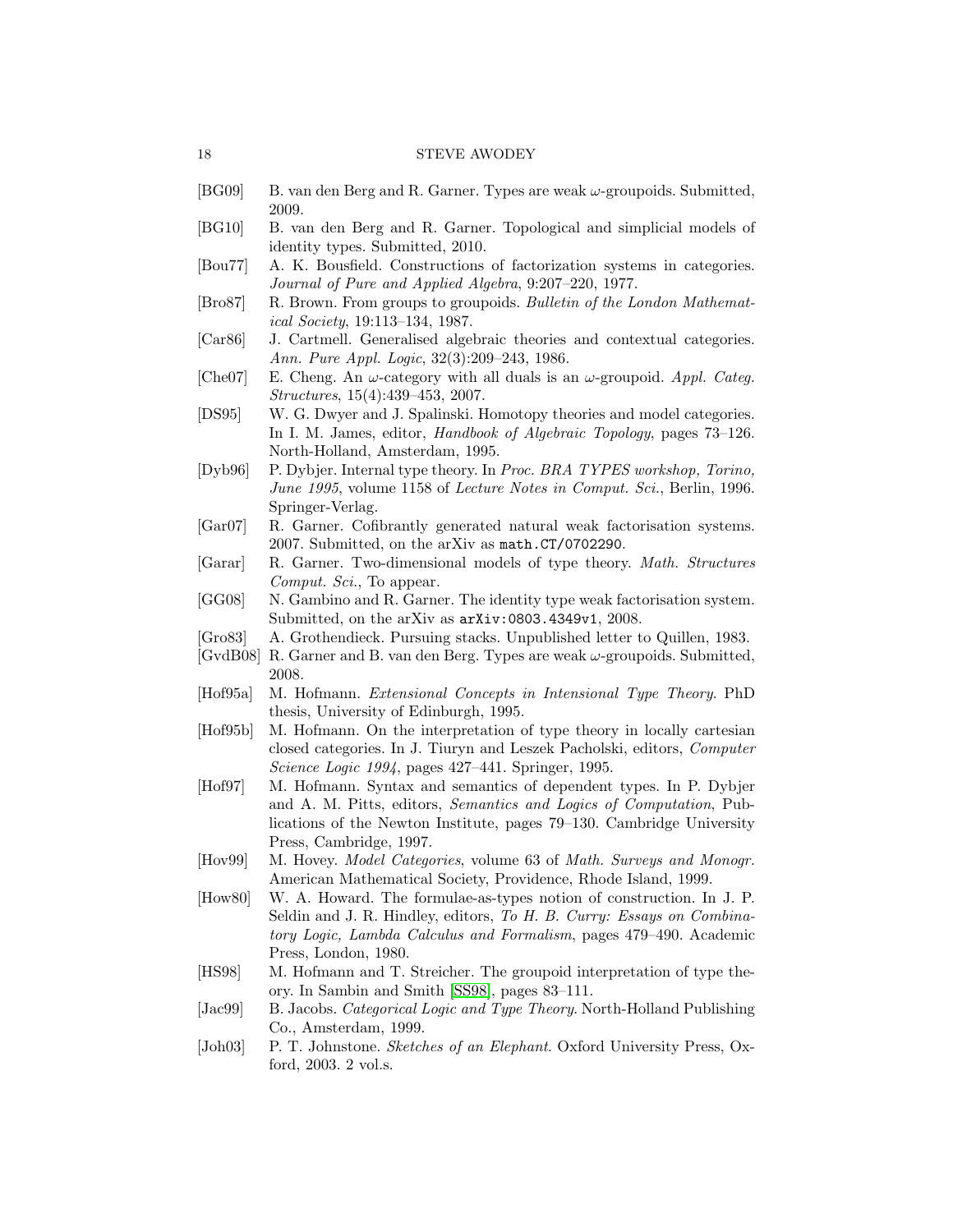[BG09] B. van den Berg and R. Garner. Types are weak $\omega$-groupoids. Submitted, 2009.

[BG10] B. van den Berg and R. Garner. Topological and simplicial models of identity types. Submitted, 2010.

[Bou77] A. K. Bousfield. Constructions of factorization systems in categories. *Journal of Pure and Applied Algebra*, 9:207–220, 1977.

[Bro87] R. Brown. From groups to groupoids. *Bulletin of the London Mathematical Society*, 19:113–134, 1987.

[Car86] J. Cartmell. Generalised algebraic theories and contextual categories. *Ann. Pure Appl. Logic*, 32(3):209–243, 1986.

[Che07] E. Cheng. An $\omega$-category with all duals is an $\omega$-groupoid. *Appl. Categ. Structures*, 15(4):439–453, 2007.

[DS95] W. G. Dwyer and J. Spalinski. Homotopy theories and model categories. In I. M. James, editor, *Handbook of Algebraic Topology*, pages 73–126. North-Holland, Amsterdam, 1995.

[Dyb96] P. Dybjer. Internal type theory. In *Proc. BRA TYPES workshop, Torino, June 1995*, volume 1158 of *Lecture Notes in Comput. Sci.*, Berlin, 1996. Springer-Verlag.

[Gar07] R. Garner. Cofibrantly generated natural weak factorisation systems. 2007. Submitted, on the arXiv as `math.CT/0702290`.

[Garar] R. Garner. Two-dimensional models of type theory. *Math. Structures Comput. Sci.*, To appear.

[GG08] N. Gambino and R. Garner. The identity type weak factorisation system. Submitted, on the arXiv as `arXiv:0803.4349v1`, 2008.

[Gro83] A. Grothendieck. Pursuing stacks. Unpublished letter to Quillen, 1983.

[GvdB08] R. Garner and B. van den Berg. Types are weak $\omega$-groupoids. Submitted, 2008.

[Hof95a] M. Hofmann. *Extensional Concepts in Intensional Type Theory*. PhD thesis, University of Edinburgh, 1995.

[Hof95b] M. Hofmann. On the interpretation of type theory in locally cartesian closed categories. In J. Tiuryn and Leszek Pacholski, editors, *Computer Science Logic 1994*, pages 427–441. Springer, 1995.

[Hof97] M. Hofmann. Syntax and semantics of dependent types. In P. Dybjer and A. M. Pitts, editors, *Semantics and Logics of Computation*, Publications of the Newton Institute, pages 79–130. Cambridge University Press, Cambridge, 1997.

[Hov99] M. Hovey. *Model Categories*, volume 63 of *Math. Surveys and Monogr.* American Mathematical Society, Providence, Rhode Island, 1999.

[How80] W. A. Howard. The formulae-as-types notion of construction. In J. P. Seldin and J. R. Hindley, editors, *To H. B. Curry: Essays on Combinatory Logic, Lambda Calculus and Formalism*, pages 479–490. Academic Press, London, 1980.

[HS98] M. Hofmann and T. Streicher. The groupoid interpretation of type theory. In Sambin and Smith [SS98], pages 83–111.

[Jac99] B. Jacobs. *Categorical Logic and Type Theory*. North-Holland Publishing Co., Amsterdam, 1999.

[Joh03] P. T. Johnstone. *Sketches of an Elephant*. Oxford University Press, Oxford, 2003. 2 vol.s.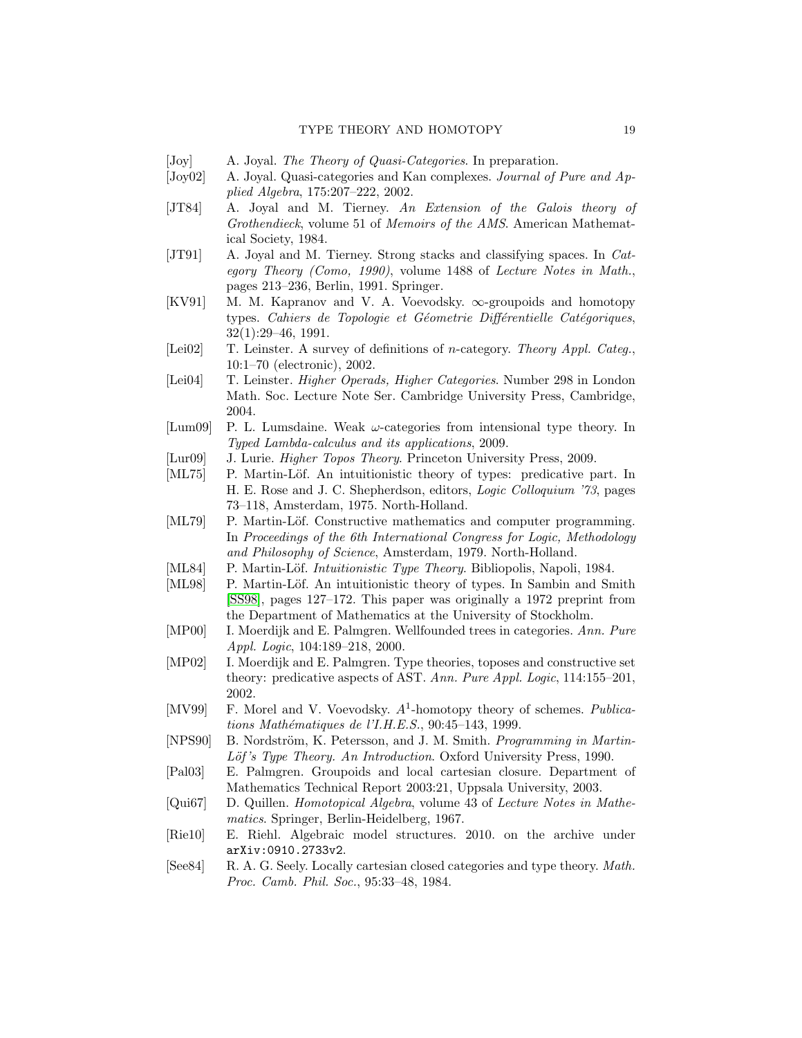[Joy] A. Joyal. *The Theory of Quasi-Categories*. In preparation.

[Joy02] A. Joyal. Quasi-categories and Kan complexes. *Journal of Pure and Applied Algebra*, 175:207–222, 2002.

[JT84] A. Joyal and M. Tierney. *An Extension of the Galois theory of Grothendieck*, volume 51 of *Memoirs of the AMS*. American Mathematical Society, 1984.

[JT91] A. Joyal and M. Tierney. Strong stacks and classifying spaces. In *Category Theory (Como, 1990)*, volume 1488 of *Lecture Notes in Math.*, pages 213–236, Berlin, 1991. Springer.

[KV91] M. M. Kapranov and V. A. Voevodsky. $\infty$-groupoids and homotopy types. *Cahiers de Topologie et Géometrie Différentielle Catégoriques*, 32(1):29–46, 1991.

[Lei02] T. Leinster. A survey of definitions of $n$-category. *Theory Appl. Categ.*, 10:1–70 (electronic), 2002.

[Lei04] T. Leinster. *Higher Operads, Higher Categories*. Number 298 in London Math. Soc. Lecture Note Ser. Cambridge University Press, Cambridge, 2004.

[Lum09] P. L. Lumsdaine. Weak $\omega$-categories from intensional type theory. In *Typed Lambda-calculus and its applications*, 2009.

[Lur09] J. Lurie. *Higher Topos Theory*. Princeton University Press, 2009.

[ML75] P. Martin-Löf. An intuitionistic theory of types: predicative part. In H. E. Rose and J. C. Shepherdson, editors, *Logic Colloquium '73*, pages 73–118, Amsterdam, 1975. North-Holland.

[ML79] P. Martin-Löf. Constructive mathematics and computer programming. In *Proceedings of the 6th International Congress for Logic, Methodology and Philosophy of Science*, Amsterdam, 1979. North-Holland.

[ML84] P. Martin-Löf. *Intuitionistic Type Theory*. Bibliopolis, Napoli, 1984.

[ML98] P. Martin-Löf. An intuitionistic theory of types. In Sambin and Smith [SS98], pages 127–172. This paper was originally a 1972 preprint from the Department of Mathematics at the University of Stockholm.

[MP00] I. Moerdijk and E. Palmgren. Wellfounded trees in categories. *Ann. Pure Appl. Logic*, 104:189–218, 2000.

[MP02] I. Moerdijk and E. Palmgren. Type theories, toposes and constructive set theory: predicative aspects of AST. *Ann. Pure Appl. Logic*, 114:155–201, 2002.

[MV99] F. Morel and V. Voevodsky. $A^1$-homotopy theory of schemes. *Publications Mathématiques de l'I.H.E.S.*, 90:45–143, 1999.

[NPS90] B. Nordström, K. Petersson, and J. M. Smith. *Programming in Martin-Löf's Type Theory. An Introduction*. Oxford University Press, 1990.

[Pal03] E. Palmgren. Groupoids and local cartesian closure. Department of Mathematics Technical Report 2003:21, Uppsala University, 2003.

[Qui67] D. Quillen. *Homotopical Algebra*, volume 43 of *Lecture Notes in Mathematics*. Springer, Berlin-Heidelberg, 1967.

[Rie10] E. Riehl. Algebraic model structures. 2010. on the archive under `arXiv:0910.2733v2`.

[See84] R. A. G. Seely. Locally cartesian closed categories and type theory. *Math. Proc. Camb. Phil. Soc.*, 95:33–48, 1984.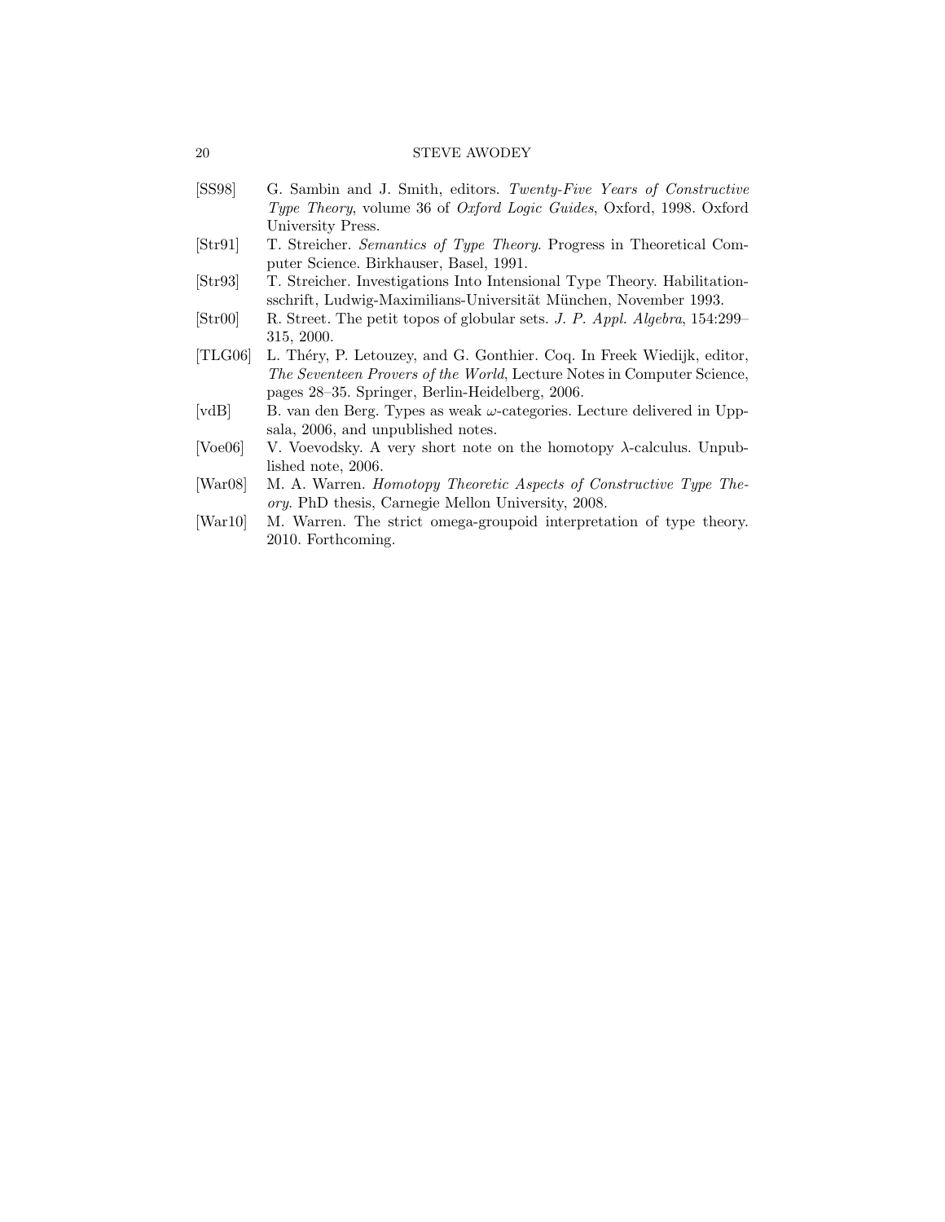[SS98] G. Sambin and J. Smith, editors. *Twenty-Five Years of Constructive Type Theory*, volume 36 of *Oxford Logic Guides*, Oxford, 1998. Oxford University Press.

[Str91] T. Streicher. *Semantics of Type Theory*. Progress in Theoretical Computer Science. Birkhauser, Basel, 1991.

[Str93] T. Streicher. Investigations Into Intensional Type Theory. Habilitationsschrift, Ludwig-Maximilians-Universität München, November 1993.

[Str00] R. Street. The petit topos of globular sets. *J. P. Appl. Algebra*, 154:299–315, 2000.

[TLG06] L. Théry, P. Letouzey, and G. Gonthier. Coq. In Freek Wiedijk, editor, *The Seventeen Provers of the World*, Lecture Notes in Computer Science, pages 28–35. Springer, Berlin-Heidelberg, 2006.

[vdB] B. van den Berg. Types as weak $\omega$-categories. Lecture delivered in Uppsala, 2006, and unpublished notes.

[Voe06] V. Voevodsky. A very short note on the homotopy $\lambda$-calculus. Unpublished note, 2006.

[War08] M. A. Warren. *Homotopy Theoretic Aspects of Constructive Type Theory*. PhD thesis, Carnegie Mellon University, 2008.

[War10] M. Warren. The strict omega-groupoid interpretation of type theory. 2010. Forthcoming.